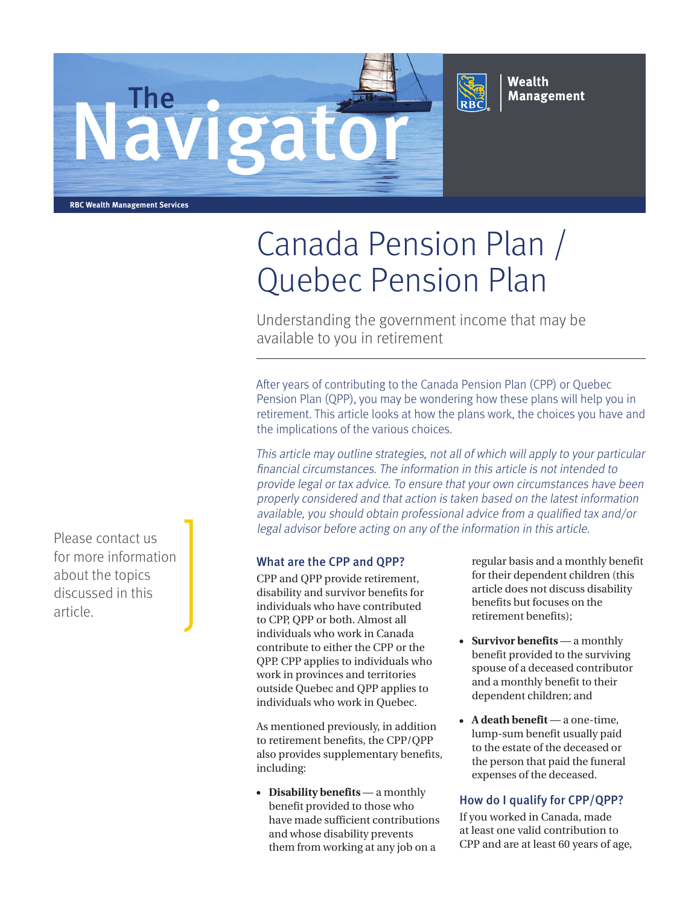The Navigator

RBC Wealth Management Services

# Canada Pension Plan / Quebec Pension Plan

Understanding the government income that may be available to you in retirement

After years of contributing to the Canada Pension Plan (CPP) or Quebec Pension Plan (QPP), you may be wondering how these plans will help you in retirement. This article looks at how the plans work, the choices you have and the implications of the various choices.

*This article may outline strategies, not all of which will apply to your particular financial circumstances. The information in this article is not intended to provide legal or tax advice. To ensure that your own circumstances have been properly considered and that action is taken based on the latest information available, you should obtain professional advice from a qualified tax and/or legal advisor before acting on any of the information in this article.*

Please contact us for more information about the topics discussed in this article.

## What are the CPP and QPP?

CPP and QPP provide retirement, disability and survivor benefits for individuals who have contributed to CPP, QPP or both. Almost all individuals who work in Canada contribute to either the CPP or the QPP. CPP applies to individuals who work in provinces and territories outside Quebec and QPP applies to individuals who work in Quebec.

As mentioned previously, in addition to retirement benefits, the CPP/QPP also provides supplementary benefits, including:

- **Disability benefits** — a monthly benefit provided to those who have made sufficient contributions and whose disability prevents them from working at any job on a regular basis and a monthly benefit for their dependent children (this article does not discuss disability benefits but focuses on the retirement benefits);
- **Survivor benefits** — a monthly benefit provided to the surviving spouse of a deceased contributor and a monthly benefit to their dependent children; and
- **A death benefit** — a one-time, lump-sum benefit usually paid to the estate of the deceased or the person that paid the funeral expenses of the deceased.

## How do I qualify for CPP/QPP?

If you worked in Canada, made at least one valid contribution to CPP and are at least 60 years of age,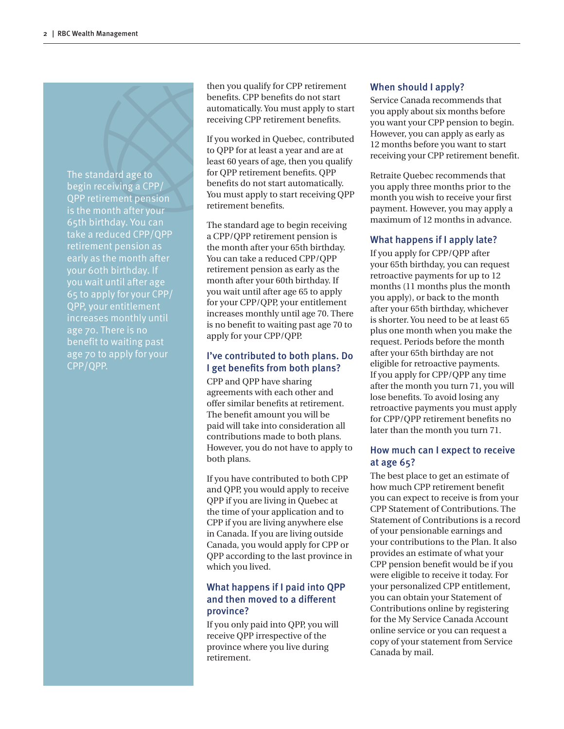> The standard age to begin receiving a CPP/QPP retirement pension is the month after your 65th birthday. You can take a reduced CPP/QPP retirement pension as early as the month after your 60th birthday. If you wait until after age 65 to apply for your CPP/QPP, your entitlement increases monthly until age 70. There is no benefit to waiting past age 70 to apply for your CPP/QPP.

then you qualify for CPP retirement benefits. CPP benefits do not start automatically. You must apply to start receiving CPP retirement benefits.

If you worked in Quebec, contributed to QPP for at least a year and are at least 60 years of age, then you qualify for QPP retirement benefits. QPP benefits do not start automatically. You must apply to start receiving QPP retirement benefits.

The standard age to begin receiving a CPP/QPP retirement pension is the month after your 65th birthday. You can take a reduced CPP/QPP retirement pension as early as the month after your 60th birthday. If you wait until after age 65 to apply for your CPP/QPP, your entitlement increases monthly until age 70. There is no benefit to waiting past age 70 to apply for your CPP/QPP.

### I've contributed to both plans. Do I get benefits from both plans?

CPP and QPP have sharing agreements with each other and offer similar benefits at retirement. The benefit amount you will be paid will take into consideration all contributions made to both plans. However, you do not have to apply to both plans.

If you have contributed to both CPP and QPP, you would apply to receive QPP if you are living in Quebec at the time of your application and to CPP if you are living anywhere else in Canada. If you are living outside Canada, you would apply for CPP or QPP according to the last province in which you lived.

### What happens if I paid into QPP and then moved to a different province?

If you only paid into QPP, you will receive QPP irrespective of the province where you live during retirement.

### When should I apply?

Service Canada recommends that you apply about six months before you want your CPP pension to begin. However, you can apply as early as 12 months before you want to start receiving your CPP retirement benefit.

Retraite Quebec recommends that you apply three months prior to the month you wish to receive your first payment. However, you may apply a maximum of 12 months in advance.

### What happens if I apply late?

If you apply for CPP/QPP after your 65th birthday, you can request retroactive payments for up to 12 months (11 months plus the month you apply), or back to the month after your 65th birthday, whichever is shorter. You need to be at least 65 plus one month when you make the request. Periods before the month after your 65th birthday are not eligible for retroactive payments. If you apply for CPP/QPP any time after the month you turn 71, you will lose benefits. To avoid losing any retroactive payments you must apply for CPP/QPP retirement benefits no later than the month you turn 71.

### How much can I expect to receive at age 65?

The best place to get an estimate of how much CPP retirement benefit you can expect to receive is from your CPP Statement of Contributions. The Statement of Contributions is a record of your pensionable earnings and your contributions to the Plan. It also provides an estimate of what your CPP pension benefit would be if you were eligible to receive it today. For your personalized CPP entitlement, you can obtain your Statement of Contributions online by registering for the My Service Canada Account online service or you can request a copy of your statement from Service Canada by mail.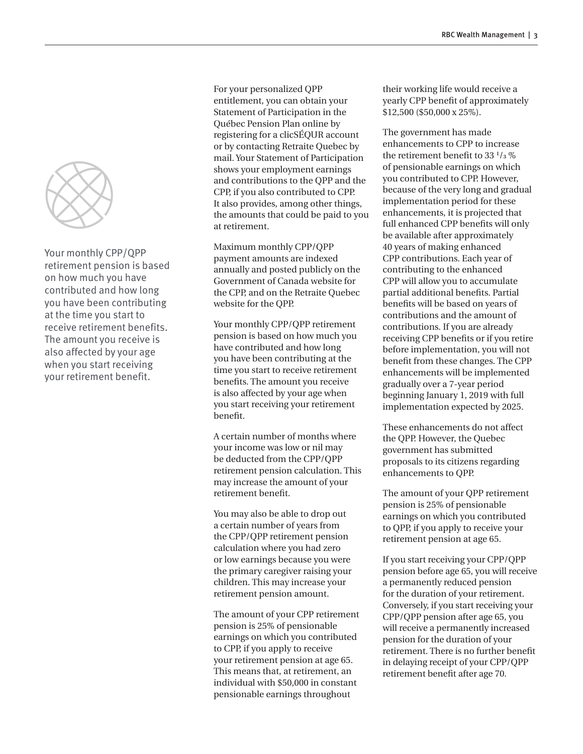Your monthly CPP/QPP retirement pension is based on how much you have contributed and how long you have been contributing at the time you start to receive retirement benefits. The amount you receive is also affected by your age when you start receiving your retirement benefit.

For your personalized QPP entitlement, you can obtain your Statement of Participation in the Québec Pension Plan online by registering for a clicSÉQUR account or by contacting Retraite Quebec by mail. Your Statement of Participation shows your employment earnings and contributions to the QPP and the CPP, if you also contributed to CPP. It also provides, among other things, the amounts that could be paid to you at retirement.

Maximum monthly CPP/QPP payment amounts are indexed annually and posted publicly on the Government of Canada website for the CPP, and on the Retraite Quebec website for the QPP.

Your monthly CPP/QPP retirement pension is based on how much you have contributed and how long you have been contributing at the time you start to receive retirement benefits. The amount you receive is also affected by your age when you start receiving your retirement benefit.

A certain number of months where your income was low or nil may be deducted from the CPP/QPP retirement pension calculation. This may increase the amount of your retirement benefit.

You may also be able to drop out a certain number of years from the CPP/QPP retirement pension calculation where you had zero or low earnings because you were the primary caregiver raising your children. This may increase your retirement pension amount.

The amount of your CPP retirement pension is 25% of pensionable earnings on which you contributed to CPP, if you apply to receive your retirement pension at age 65. This means that, at retirement, an individual with $50,000 in constant pensionable earnings throughout their working life would receive a yearly CPP benefit of approximately $12,500 ($50,000 x 25%).

The government has made enhancements to CPP to increase the retirement benefit to 33 1/3 % of pensionable earnings on which you contributed to CPP. However, because of the very long and gradual implementation period for these enhancements, it is projected that full enhanced CPP benefits will only be available after approximately 40 years of making enhanced CPP contributions. Each year of contributing to the enhanced CPP will allow you to accumulate partial additional benefits. Partial benefits will be based on years of contributions and the amount of contributions. If you are already receiving CPP benefits or if you retire before implementation, you will not benefit from these changes. The CPP enhancements will be implemented gradually over a 7-year period beginning January 1, 2019 with full implementation expected by 2025.

These enhancements do not affect the QPP. However, the Quebec government has submitted proposals to its citizens regarding enhancements to QPP.

The amount of your QPP retirement pension is 25% of pensionable earnings on which you contributed to QPP, if you apply to receive your retirement pension at age 65.

If you start receiving your CPP/QPP pension before age 65, you will receive a permanently reduced pension for the duration of your retirement. Conversely, if you start receiving your CPP/QPP pension after age 65, you will receive a permanently increased pension for the duration of your retirement. There is no further benefit in delaying receipt of your CPP/QPP retirement benefit after age 70.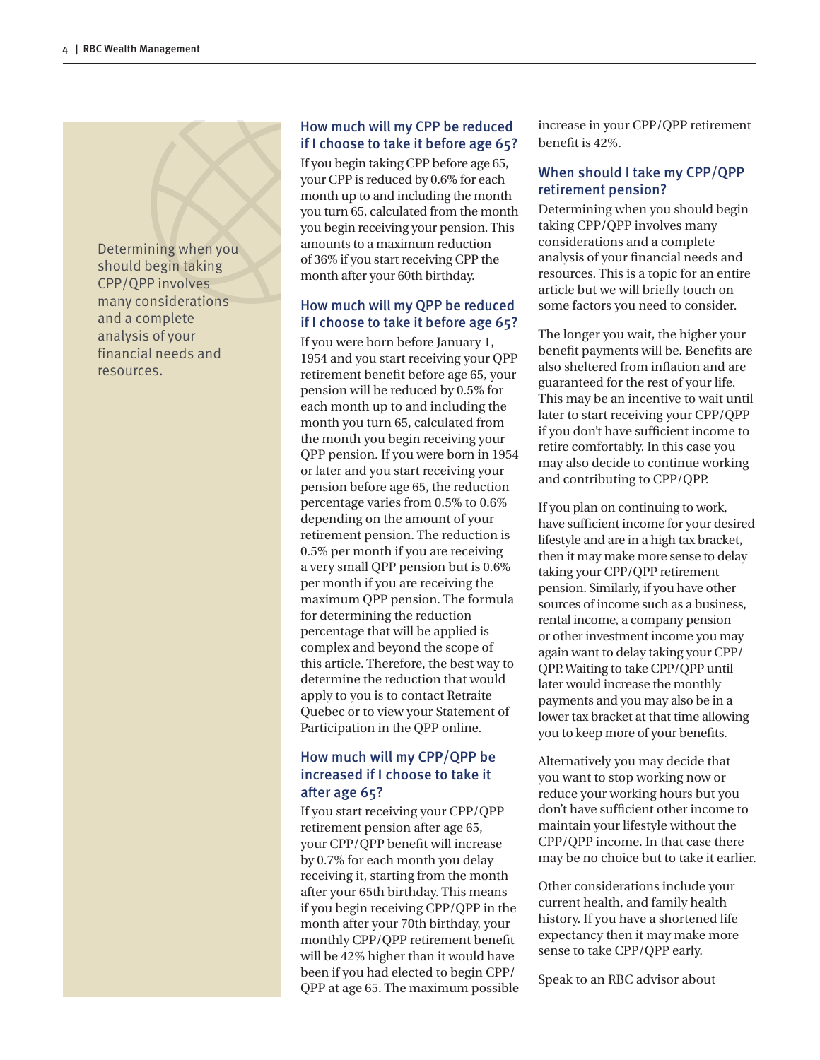> Determining when you should begin taking CPP/QPP involves many considerations and a complete analysis of your financial needs and resources.

### How much will my CPP be reduced if I choose to take it before age 65?

If you begin taking CPP before age 65, your CPP is reduced by 0.6% for each month up to and including the month you turn 65, calculated from the month you begin receiving your pension. This amounts to a maximum reduction of 36% if you start receiving CPP the month after your 60th birthday.

### How much will my QPP be reduced if I choose to take it before age 65?

If you were born before January 1, 1954 and you start receiving your QPP retirement benefit before age 65, your pension will be reduced by 0.5% for each month up to and including the month you turn 65, calculated from the month you begin receiving your QPP pension. If you were born in 1954 or later and you start receiving your pension before age 65, the reduction percentage varies from 0.5% to 0.6% depending on the amount of your retirement pension. The reduction is 0.5% per month if you are receiving a very small QPP pension but is 0.6% per month if you are receiving the maximum QPP pension. The formula for determining the reduction percentage that will be applied is complex and beyond the scope of this article. Therefore, the best way to determine the reduction that would apply to you is to contact Retraite Quebec or to view your Statement of Participation in the QPP online.

### How much will my CPP/QPP be increased if I choose to take it after age 65?

If you start receiving your CPP/QPP retirement pension after age 65, your CPP/QPP benefit will increase by 0.7% for each month you delay receiving it, starting from the month after your 65th birthday. This means if you begin receiving CPP/QPP in the month after your 70th birthday, your monthly CPP/QPP retirement benefit will be 42% higher than it would have been if you had elected to begin CPP/QPP at age 65. The maximum possible increase in your CPP/QPP retirement benefit is 42%.

### When should I take my CPP/QPP retirement pension?

Determining when you should begin taking CPP/QPP involves many considerations and a complete analysis of your financial needs and resources. This is a topic for an entire article but we will briefly touch on some factors you need to consider.

The longer you wait, the higher your benefit payments will be. Benefits are also sheltered from inflation and are guaranteed for the rest of your life. This may be an incentive to wait until later to start receiving your CPP/QPP if you don't have sufficient income to retire comfortably. In this case you may also decide to continue working and contributing to CPP/QPP.

If you plan on continuing to work, have sufficient income for your desired lifestyle and are in a high tax bracket, then it may make more sense to delay taking your CPP/QPP retirement pension. Similarly, if you have other sources of income such as a business, rental income, a company pension or other investment income you may again want to delay taking your CPP/QPP. Waiting to take CPP/QPP until later would increase the monthly payments and you may also be in a lower tax bracket at that time allowing you to keep more of your benefits.

Alternatively you may decide that you want to stop working now or reduce your working hours but you don't have sufficient other income to maintain your lifestyle without the CPP/QPP income. In that case there may be no choice but to take it earlier.

Other considerations include your current health, and family health history. If you have a shortened life expectancy then it may make more sense to take CPP/QPP early.

Speak to an RBC advisor about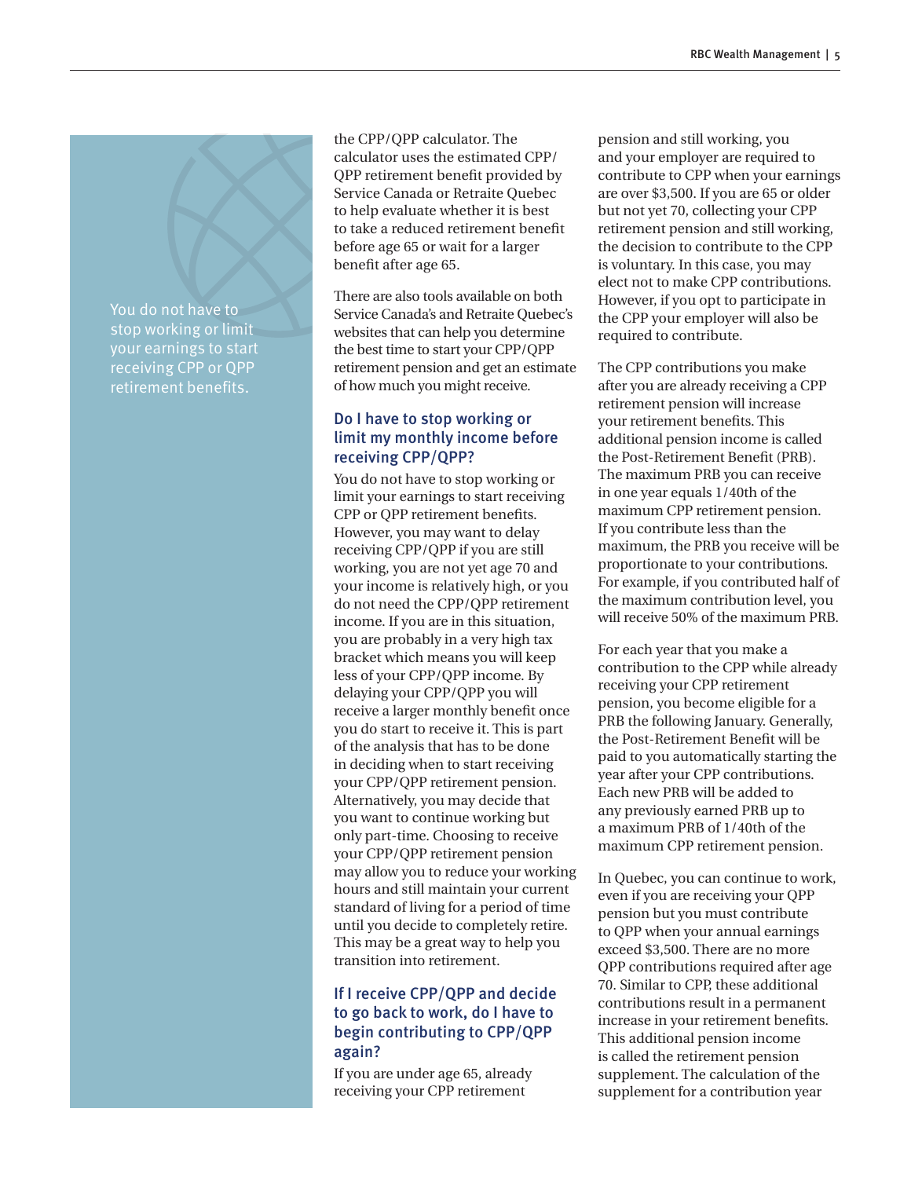> You do not have to stop working or limit your earnings to start receiving CPP or QPP retirement benefits.

the CPP/QPP calculator. The calculator uses the estimated CPP/QPP retirement benefit provided by Service Canada or Retraite Quebec to help evaluate whether it is best to take a reduced retirement benefit before age 65 or wait for a larger benefit after age 65.

There are also tools available on both Service Canada's and Retraite Quebec's websites that can help you determine the best time to start your CPP/QPP retirement pension and get an estimate of how much you might receive.

### Do I have to stop working or limit my monthly income before receiving CPP/QPP?

You do not have to stop working or limit your earnings to start receiving CPP or QPP retirement benefits. However, you may want to delay receiving CPP/QPP if you are still working, you are not yet age 70 and your income is relatively high, or you do not need the CPP/QPP retirement income. If you are in this situation, you are probably in a very high tax bracket which means you will keep less of your CPP/QPP income. By delaying your CPP/QPP you will receive a larger monthly benefit once you do start to receive it. This is part of the analysis that has to be done in deciding when to start receiving your CPP/QPP retirement pension. Alternatively, you may decide that you want to continue working but only part-time. Choosing to receive your CPP/QPP retirement pension may allow you to reduce your working hours and still maintain your current standard of living for a period of time until you decide to completely retire. This may be a great way to help you transition into retirement.

### If I receive CPP/QPP and decide to go back to work, do I have to begin contributing to CPP/QPP again?

If you are under age 65, already receiving your CPP retirement pension and still working, you and your employer are required to contribute to CPP when your earnings are over $3,500. If you are 65 or older but not yet 70, collecting your CPP retirement pension and still working, the decision to contribute to the CPP is voluntary. In this case, you may elect not to make CPP contributions. However, if you opt to participate in the CPP your employer will also be required to contribute.

The CPP contributions you make after you are already receiving a CPP retirement pension will increase your retirement benefits. This additional pension income is called the Post-Retirement Benefit (PRB). The maximum PRB you can receive in one year equals 1/40th of the maximum CPP retirement pension. If you contribute less than the maximum, the PRB you receive will be proportionate to your contributions. For example, if you contributed half of the maximum contribution level, you will receive 50% of the maximum PRB.

For each year that you make a contribution to the CPP while already receiving your CPP retirement pension, you become eligible for a PRB the following January. Generally, the Post-Retirement Benefit will be paid to you automatically starting the year after your CPP contributions. Each new PRB will be added to any previously earned PRB up to a maximum PRB of 1/40th of the maximum CPP retirement pension.

In Quebec, you can continue to work, even if you are receiving your QPP pension but you must contribute to QPP when your annual earnings exceed $3,500. There are no more QPP contributions required after age 70. Similar to CPP, these additional contributions result in a permanent increase in your retirement benefits. This additional pension income is called the retirement pension supplement. The calculation of the supplement for a contribution year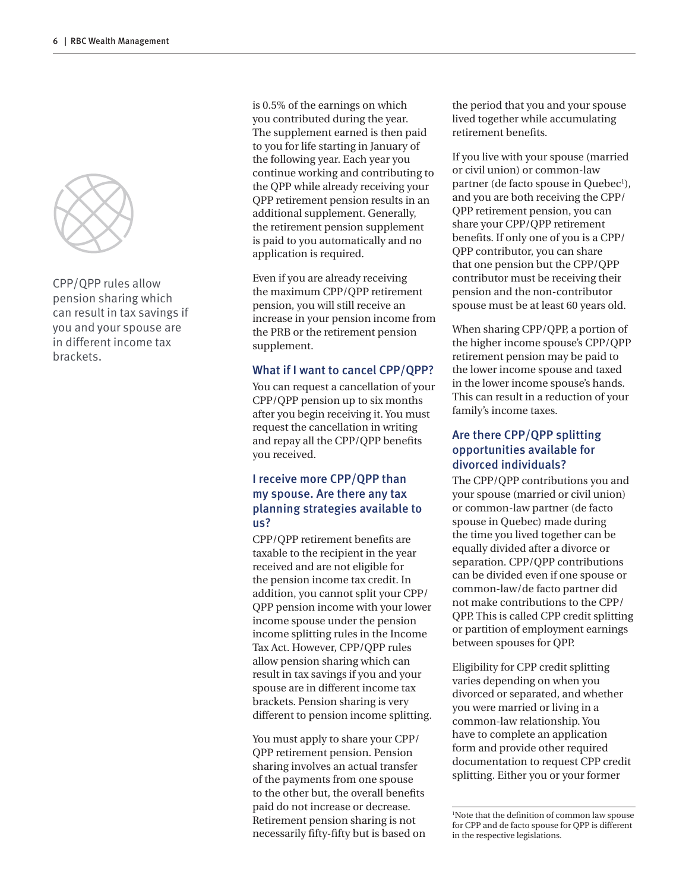CPP/QPP rules allow pension sharing which can result in tax savings if you and your spouse are in different income tax brackets.

is 0.5% of the earnings on which you contributed during the year. The supplement earned is then paid to you for life starting in January of the following year. Each year you continue working and contributing to the QPP while already receiving your QPP retirement pension results in an additional supplement. Generally, the retirement pension supplement is paid to you automatically and no application is required.

Even if you are already receiving the maximum CPP/QPP retirement pension, you will still receive an increase in your pension income from the PRB or the retirement pension supplement.

### What if I want to cancel CPP/QPP?

You can request a cancellation of your CPP/QPP pension up to six months after you begin receiving it. You must request the cancellation in writing and repay all the CPP/QPP benefits you received.

### I receive more CPP/QPP than my spouse. Are there any tax planning strategies available to us?

CPP/QPP retirement benefits are taxable to the recipient in the year received and are not eligible for the pension income tax credit. In addition, you cannot split your CPP/QPP pension income with your lower income spouse under the pension income splitting rules in the Income Tax Act. However, CPP/QPP rules allow pension sharing which can result in tax savings if you and your spouse are in different income tax brackets. Pension sharing is very different to pension income splitting.

You must apply to share your CPP/QPP retirement pension. Pension sharing involves an actual transfer of the payments from one spouse to the other but, the overall benefits paid do not increase or decrease. Retirement pension sharing is not necessarily fifty-fifty but is based on the period that you and your spouse lived together while accumulating retirement benefits.

If you live with your spouse (married or civil union) or common-law partner (de facto spouse in Quebec[1]), and you are both receiving the CPP/QPP retirement pension, you can share your CPP/QPP retirement benefits. If only one of you is a CPP/QPP contributor, you can share that one pension but the CPP/QPP contributor must be receiving their pension and the non-contributor spouse must be at least 60 years old.

When sharing CPP/QPP, a portion of the higher income spouse's CPP/QPP retirement pension may be paid to the lower income spouse and taxed in the lower income spouse's hands. This can result in a reduction of your family's income taxes.

### Are there CPP/QPP splitting opportunities available for divorced individuals?

The CPP/QPP contributions you and your spouse (married or civil union) or common-law partner (de facto spouse in Quebec) made during the time you lived together can be equally divided after a divorce or separation. CPP/QPP contributions can be divided even if one spouse or common-law/de facto partner did not make contributions to the CPP/QPP. This is called CPP credit splitting or partition of employment earnings between spouses for QPP.

Eligibility for CPP credit splitting varies depending on when you divorced or separated, and whether you were married or living in a common-law relationship. You have to complete an application form and provide other required documentation to request CPP credit splitting. Either you or your former

---

[1]Note that the definition of common law spouse for CPP and de facto spouse for QPP is different in the respective legislations.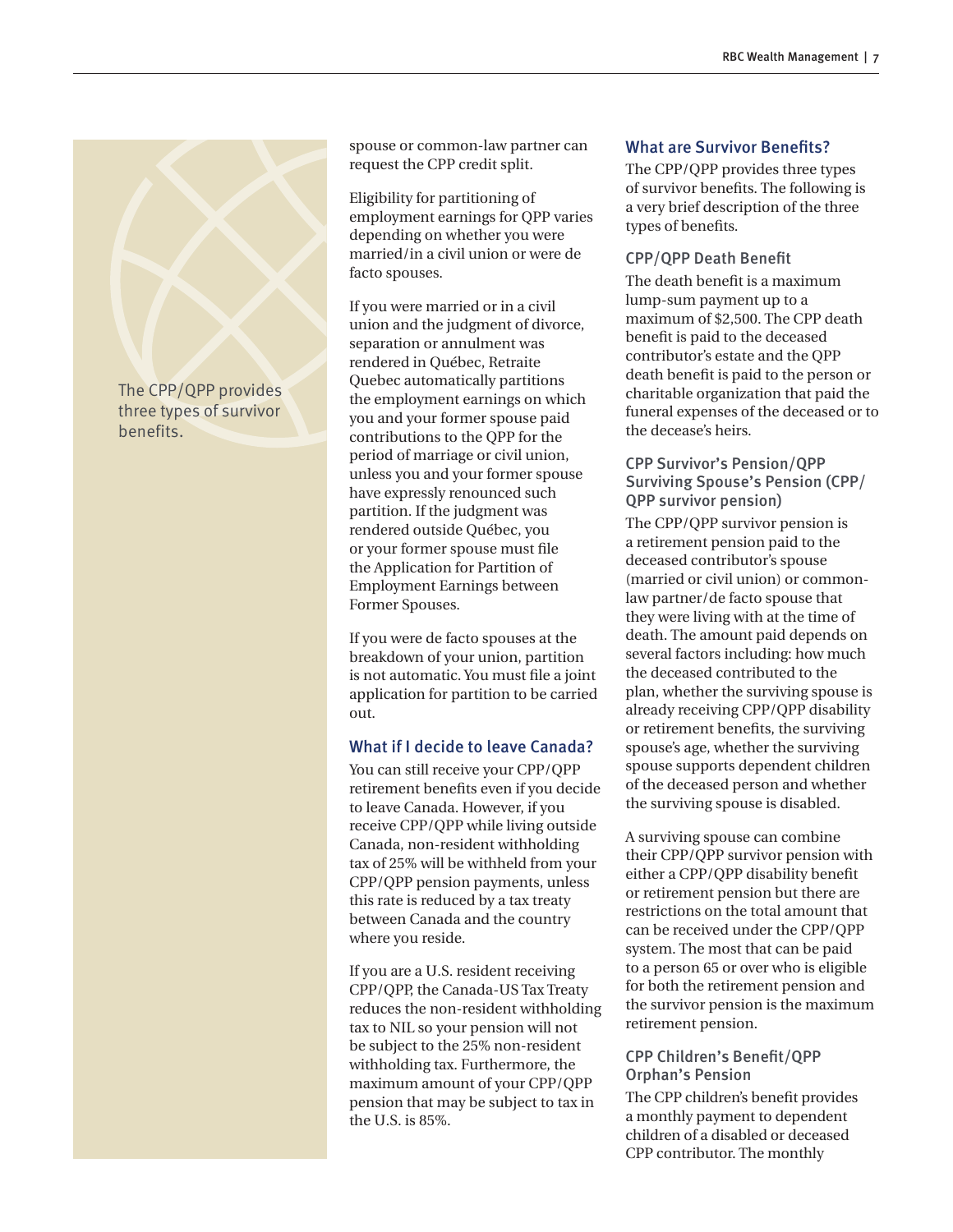The CPP/QPP provides three types of survivor benefits.

spouse or common-law partner can request the CPP credit split.

Eligibility for partitioning of employment earnings for QPP varies depending on whether you were married/in a civil union or were de facto spouses.

If you were married or in a civil union and the judgment of divorce, separation or annulment was rendered in Québec, Retraite Quebec automatically partitions the employment earnings on which you and your former spouse paid contributions to the QPP for the period of marriage or civil union, unless you and your former spouse have expressly renounced such partition. If the judgment was rendered outside Québec, you or your former spouse must file the Application for Partition of Employment Earnings between Former Spouses.

If you were de facto spouses at the breakdown of your union, partition is not automatic. You must file a joint application for partition to be carried out.

## What if I decide to leave Canada?

You can still receive your CPP/QPP retirement benefits even if you decide to leave Canada. However, if you receive CPP/QPP while living outside Canada, non-resident withholding tax of 25% will be withheld from your CPP/QPP pension payments, unless this rate is reduced by a tax treaty between Canada and the country where you reside.

If you are a U.S. resident receiving CPP/QPP, the Canada-US Tax Treaty reduces the non-resident withholding tax to NIL so your pension will not be subject to the 25% non-resident withholding tax. Furthermore, the maximum amount of your CPP/QPP pension that may be subject to tax in the U.S. is 85%.

## What are Survivor Benefits?

The CPP/QPP provides three types of survivor benefits. The following is a very brief description of the three types of benefits.

### CPP/QPP Death Benefit

The death benefit is a maximum lump-sum payment up to a maximum of $2,500. The CPP death benefit is paid to the deceased contributor's estate and the QPP death benefit is paid to the person or charitable organization that paid the funeral expenses of the deceased or to the decease's heirs.

### CPP Survivor's Pension/QPP Surviving Spouse's Pension (CPP/QPP survivor pension)

The CPP/QPP survivor pension is a retirement pension paid to the deceased contributor's spouse (married or civil union) or common-law partner/de facto spouse that they were living with at the time of death. The amount paid depends on several factors including: how much the deceased contributed to the plan, whether the surviving spouse is already receiving CPP/QPP disability or retirement benefits, the surviving spouse's age, whether the surviving spouse supports dependent children of the deceased person and whether the surviving spouse is disabled.

A surviving spouse can combine their CPP/QPP survivor pension with either a CPP/QPP disability benefit or retirement pension but there are restrictions on the total amount that can be received under the CPP/QPP system. The most that can be paid to a person 65 or over who is eligible for both the retirement pension and the survivor pension is the maximum retirement pension.

### CPP Children's Benefit/QPP Orphan's Pension

The CPP children's benefit provides a monthly payment to dependent children of a disabled or deceased CPP contributor. The monthly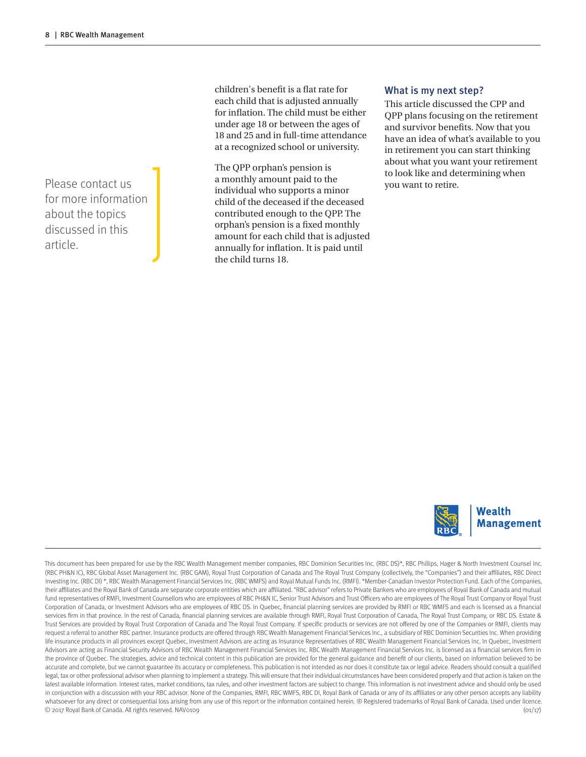Please contact us for more information about the topics discussed in this article.

children's benefit is a flat rate for each child that is adjusted annually for inflation. The child must be either under age 18 or between the ages of 18 and 25 and in full-time attendance at a recognized school or university.

The QPP orphan's pension is a monthly amount paid to the individual who supports a minor child of the deceased if the deceased contributed enough to the QPP. The orphan's pension is a fixed monthly amount for each child that is adjusted annually for inflation. It is paid until the child turns 18.

## What is my next step?

This article discussed the CPP and QPP plans focusing on the retirement and survivor benefits. Now that you have an idea of what's available to you in retirement you can start thinking about what you want your retirement to look like and determining when you want to retire.

Wealth Management

This document has been prepared for use by the RBC Wealth Management member companies, RBC Dominion Securities Inc. (RBC DS)*, RBC Phillips, Hager & North Investment Counsel Inc. (RBC PH&N IC), RBC Global Asset Management Inc. (RBC GAM), Royal Trust Corporation of Canada and The Royal Trust Company (collectively, the "Companies") and their affiliates, RBC Direct Investing Inc. (RBC DI) *, RBC Wealth Management Financial Services Inc. (RBC WMFS) and Royal Mutual Funds Inc. (RMFI). *Member–Canadian Investor Protection Fund. Each of the Companies, their affiliates and the Royal Bank of Canada are separate corporate entities which are affiliated. "RBC advisor" refers to Private Bankers who are employees of Royal Bank of Canada and mutual fund representatives of RMFI, Investment Counsellors who are employees of RBC PH&N IC, Senior Trust Advisors and Trust Officers who are employees of The Royal Trust Company or Royal Trust Corporation of Canada, or Investment Advisors who are employees of RBC DS. In Quebec, financial planning services are provided by RMFI or RBC WMFS and each is licensed as a financial services firm in that province. In the rest of Canada, financial planning services are available through RMFI, Royal Trust Corporation of Canada, The Royal Trust Company, or RBC DS. Estate & Trust Services are provided by Royal Trust Corporation of Canada and The Royal Trust Company. If specific products or services are not offered by one of the Companies or RMFI, clients may request a referral to another RBC partner. Insurance products are offered through RBC Wealth Management Financial Services Inc., a subsidiary of RBC Dominion Securities Inc. When providing life insurance products in all provinces except Quebec, Investment Advisors are acting as Insurance Representatives of RBC Wealth Management Financial Services Inc. In Quebec, Investment Advisors are acting as Financial Security Advisors of RBC Wealth Management Financial Services Inc. RBC Wealth Management Financial Services Inc. is licensed as a financial services firm in the province of Quebec. The strategies, advice and technical content in this publication are provided for the general guidance and benefit of our clients, based on information believed to be accurate and complete, but we cannot guarantee its accuracy or completeness. This publication is not intended as nor does it constitute tax or legal advice. Readers should consult a qualified legal, tax or other professional advisor when planning to implement a strategy. This will ensure that their individual circumstances have been considered properly and that action is taken on the latest available information. Interest rates, market conditions, tax rules, and other investment factors are subject to change. This information is not investment advice and should only be used in conjunction with a discussion with your RBC advisor. None of the Companies, RMFI, RBC WMFS, RBC DI, Royal Bank of Canada or any of its affiliates or any other person accepts any liability whatsoever for any direct or consequential loss arising from any use of this report or the information contained herein. ® Registered trademarks of Royal Bank of Canada. Used under licence. © 2017 Royal Bank of Canada. All rights reserved. NAV0109 (01/17)